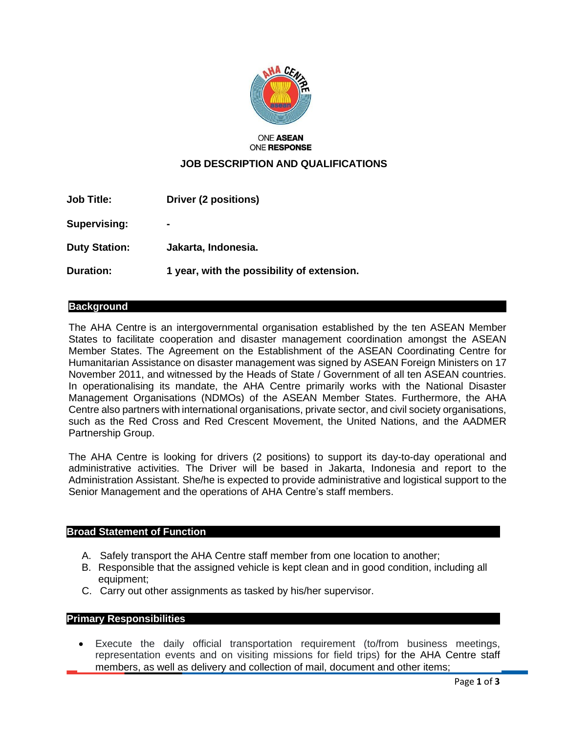ONE **ASEAN**
ONE **RESPONSE**

# JOB DESCRIPTION AND QUALIFICATIONS

| | |
|---|---|
| **Job Title:** | **Driver (2 positions)** |
| **Supervising:** | **-** |
| **Duty Station:** | **Jakarta, Indonesia.** |
| **Duration:** | **1 year, with the possibility of extension.** |

## Background

The AHA Centre is an intergovernmental organisation established by the ten ASEAN Member States to facilitate cooperation and disaster management coordination amongst the ASEAN Member States. The Agreement on the Establishment of the ASEAN Coordinating Centre for Humanitarian Assistance on disaster management was signed by ASEAN Foreign Ministers on 17 November 2011, and witnessed by the Heads of State / Government of all ten ASEAN countries. In operationalising its mandate, the AHA Centre primarily works with the National Disaster Management Organisations (NDMOs) of the ASEAN Member States. Furthermore, the AHA Centre also partners with international organisations, private sector, and civil society organisations, such as the Red Cross and Red Crescent Movement, the United Nations, and the AADMER Partnership Group.

The AHA Centre is looking for drivers (2 positions) to support its day-to-day operational and administrative activities. The Driver will be based in Jakarta, Indonesia and report to the Administration Assistant. She/he is expected to provide administrative and logistical support to the Senior Management and the operations of AHA Centre's staff members.

## Broad Statement of Function

A. Safely transport the AHA Centre staff member from one location to another;
B. Responsible that the assigned vehicle is kept clean and in good condition, including all equipment;
C. Carry out other assignments as tasked by his/her supervisor.

## Primary Responsibilities

- Execute the daily official transportation requirement (to/from business meetings, representation events and on visiting missions for field trips) for the AHA Centre staff members, as well as delivery and collection of mail, document and other items;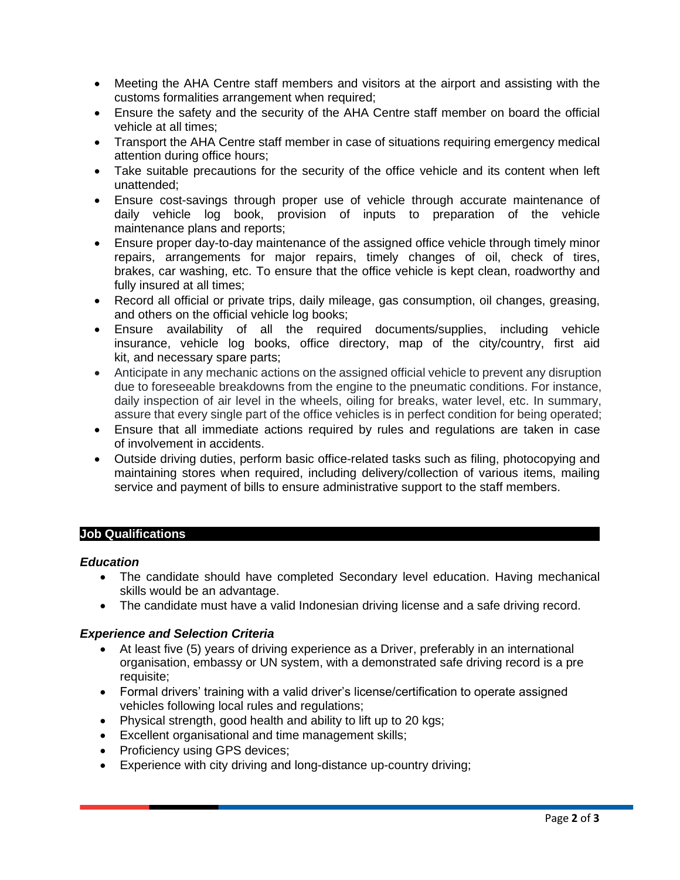- Meeting the AHA Centre staff members and visitors at the airport and assisting with the customs formalities arrangement when required;
- Ensure the safety and the security of the AHA Centre staff member on board the official vehicle at all times;
- Transport the AHA Centre staff member in case of situations requiring emergency medical attention during office hours;
- Take suitable precautions for the security of the office vehicle and its content when left unattended;
- Ensure cost-savings through proper use of vehicle through accurate maintenance of daily vehicle log book, provision of inputs to preparation of the vehicle maintenance plans and reports;
- Ensure proper day-to-day maintenance of the assigned office vehicle through timely minor repairs, arrangements for major repairs, timely changes of oil, check of tires, brakes, car washing, etc. To ensure that the office vehicle is kept clean, roadworthy and fully insured at all times;
- Record all official or private trips, daily mileage, gas consumption, oil changes, greasing, and others on the official vehicle log books;
- Ensure availability of all the required documents/supplies, including vehicle insurance, vehicle log books, office directory, map of the city/country, first aid kit, and necessary spare parts;
- Anticipate in any mechanic actions on the assigned official vehicle to prevent any disruption due to foreseeable breakdowns from the engine to the pneumatic conditions. For instance, daily inspection of air level in the wheels, oiling for breaks, water level, etc. In summary, assure that every single part of the office vehicles is in perfect condition for being operated;
- Ensure that all immediate actions required by rules and regulations are taken in case of involvement in accidents.
- Outside driving duties, perform basic office-related tasks such as filing, photocopying and maintaining stores when required, including delivery/collection of various items, mailing service and payment of bills to ensure administrative support to the staff members.

## Job Qualifications

### *Education*

- The candidate should have completed Secondary level education. Having mechanical skills would be an advantage.
- The candidate must have a valid Indonesian driving license and a safe driving record.

### *Experience and Selection Criteria*

- At least five (5) years of driving experience as a Driver, preferably in an international organisation, embassy or UN system, with a demonstrated safe driving record is a pre requisite;
- Formal drivers' training with a valid driver's license/certification to operate assigned vehicles following local rules and regulations;
- Physical strength, good health and ability to lift up to 20 kgs;
- Excellent organisational and time management skills;
- Proficiency using GPS devices;
- Experience with city driving and long-distance up-country driving;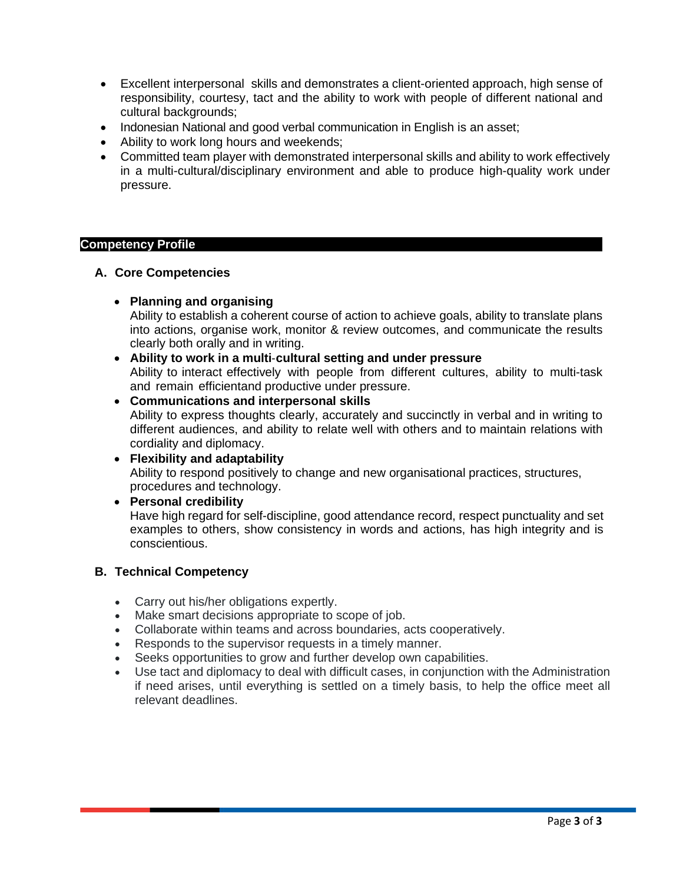- Excellent interpersonal  skills and demonstrates a client-oriented approach, high sense of responsibility, courtesy, tact and the ability to work with people of different national and cultural backgrounds;
- Indonesian National and good verbal communication in English is an asset;
- Ability to work long hours and weekends;
- Committed team player with demonstrated interpersonal skills and ability to work effectively in a multi-cultural/disciplinary environment and able to produce high-quality work under pressure.

## Competency Profile

### A. Core Competencies

- **Planning and organising**
  Ability to establish a coherent course of action to achieve goals, ability to translate plans into actions, organise work, monitor & review outcomes, and communicate the results clearly both orally and in writing.
- **Ability to work in a multi-cultural setting and under pressure**
  Ability to interact effectively with people from different cultures, ability to multi-task and remain efficientand productive under pressure.
- **Communications and interpersonal skills**
  Ability to express thoughts clearly, accurately and succinctly in verbal and in writing to different audiences, and ability to relate well with others and to maintain relations with cordiality and diplomacy.
- **Flexibility and adaptability**
  Ability to respond positively to change and new organisational practices, structures, procedures and technology.
- **Personal credibility**
  Have high regard for self-discipline, good attendance record, respect punctuality and set examples to others, show consistency in words and actions, has high integrity and is conscientious.

### B. Technical Competency

- Carry out his/her obligations expertly.
- Make smart decisions appropriate to scope of job.
- Collaborate within teams and across boundaries, acts cooperatively.
- Responds to the supervisor requests in a timely manner.
- Seeks opportunities to grow and further develop own capabilities.
- Use tact and diplomacy to deal with difficult cases, in conjunction with the Administration if need arises, until everything is settled on a timely basis, to help the office meet all relevant deadlines.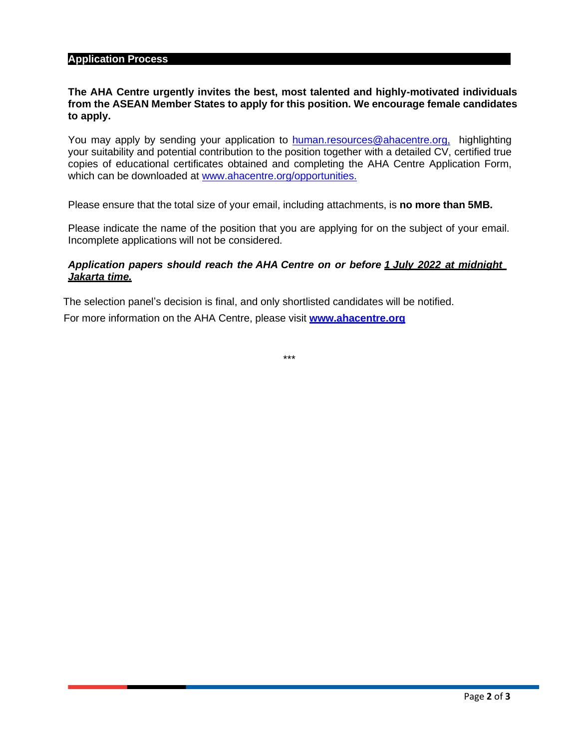## Application Process

**The AHA Centre urgently invites the best, most talented and highly-motivated individuals from the ASEAN Member States to apply for this position. We encourage female candidates to apply.**

You may apply by sending your application to human.resources@ahacentre.org, highlighting your suitability and potential contribution to the position together with a detailed CV, certified true copies of educational certificates obtained and completing the AHA Centre Application Form, which can be downloaded at www.ahacentre.org/opportunities.

Please ensure that the total size of your email, including attachments, is **no more than 5MB.**

Please indicate the name of the position that you are applying for on the subject of your email. Incomplete applications will not be considered.

***Application papers should reach the AHA Centre on or before 1 July 2022 at midnight Jakarta time.***

The selection panel's decision is final, and only shortlisted candidates will be notified.

For more information on the AHA Centre, please visit **www.ahacentre.org**

***